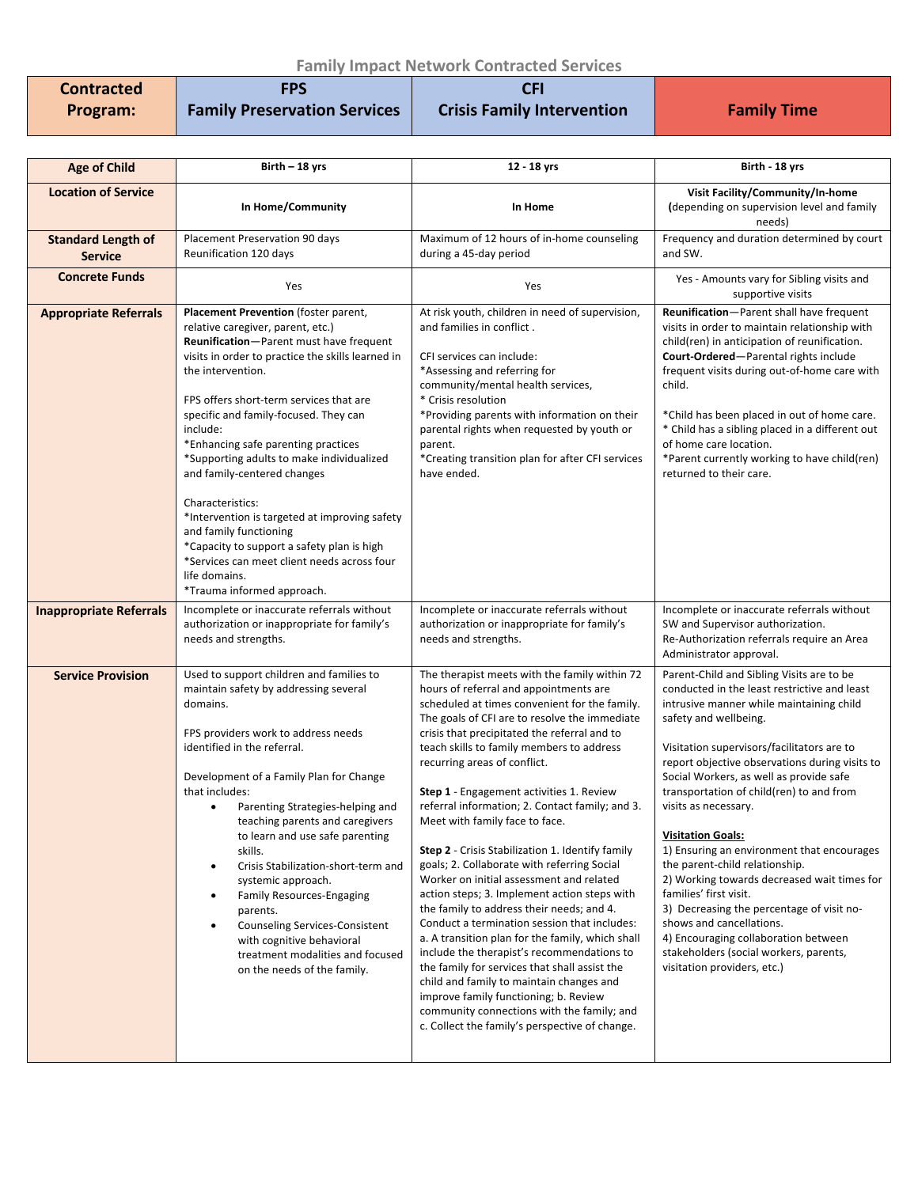# Family Impact Network Contracted Services

| Contracted Program: | FPS Family Preservation Services | CFI Crisis Family Intervention | Family Time |
|---|---|---|---|
| **Age of Child** | **Birth – 18 yrs** | **12 - 18 yrs** | **Birth - 18 yrs** |
| **Location of Service** | **In Home/Community** | **In Home** | **Visit Facility/Community/In-home** (depending on supervision level and family needs) |
| **Standard Length of Service** | Placement Preservation 90 days<br>Reunification 120 days | Maximum of 12 hours of in-home counseling during a 45-day period | Frequency and duration determined by court and SW. |
| **Concrete Funds** | Yes | Yes | Yes - Amounts vary for Sibling visits and supportive visits |
| **Appropriate Referrals** | **Placement Prevention** (foster parent, relative caregiver, parent, etc.)<br>**Reunification**—Parent must have frequent visits in order to practice the skills learned in the intervention.<br><br>FPS offers short-term services that are specific and family-focused. They can include:<br>*Enhancing safe parenting practices<br>*Supporting adults to make individualized and family-centered changes<br><br>Characteristics:<br>*Intervention is targeted at improving safety and family functioning<br>*Capacity to support a safety plan is high<br>*Services can meet client needs across four life domains.<br>*Trauma informed approach. | At risk youth, children in need of supervision, and families in conflict .<br><br>CFI services can include:<br>*Assessing and referring for community/mental health services,<br>* Crisis resolution<br>*Providing parents with information on their parental rights when requested by youth or parent.<br>*Creating transition plan for after CFI services have ended. | **Reunification**—Parent shall have frequent visits in order to maintain relationship with child(ren) in anticipation of reunification.<br>**Court-Ordered**—Parental rights include frequent visits during out-of-home care with child.<br><br>*Child has been placed in out of home care.<br>* Child has a sibling placed in a different out of home care location.<br>*Parent currently working to have child(ren) returned to their care. |
| **Inappropriate Referrals** | Incomplete or inaccurate referrals without authorization or inappropriate for family's needs and strengths. | Incomplete or inaccurate referrals without authorization or inappropriate for family's needs and strengths. | Incomplete or inaccurate referrals without SW and Supervisor authorization.<br>Re-Authorization referrals require an Area Administrator approval. |
| **Service Provision** | Used to support children and families to maintain safety by addressing several domains.<br><br>FPS providers work to address needs identified in the referral.<br><br>Development of a Family Plan for Change that includes:<br>• Parenting Strategies-helping and teaching parents and caregivers to learn and use safe parenting skills.<br>• Crisis Stabilization-short-term and systemic approach.<br>• Family Resources-Engaging parents.<br>• Counseling Services-Consistent with cognitive behavioral treatment modalities and focused on the needs of the family. | The therapist meets with the family within 72 hours of referral and appointments are scheduled at times convenient for the family. The goals of CFI are to resolve the immediate crisis that precipitated the referral and to teach skills to family members to address recurring areas of conflict.<br><br>**Step 1** - Engagement activities 1. Review referral information; 2. Contact family; and 3. Meet with family face to face.<br><br>**Step 2** - Crisis Stabilization 1. Identify family goals; 2. Collaborate with referring Social Worker on initial assessment and related action steps; 3. Implement action steps with the family to address their needs; and 4. Conduct a termination session that includes: a. A transition plan for the family, which shall include the therapist's recommendations to the family for services that shall assist the child and family to maintain changes and improve family functioning; b. Review community connections with the family; and c. Collect the family's perspective of change. | Parent-Child and Sibling Visits are to be conducted in the least restrictive and least intrusive manner while maintaining child safety and wellbeing.<br><br>Visitation supervisors/facilitators are to report objective observations during visits to Social Workers, as well as provide safe transportation of child(ren) to and from visits as necessary.<br><br>**Visitation Goals:**<br>1) Ensuring an environment that encourages the parent-child relationship.<br>2) Working towards decreased wait times for families' first visit.<br>3) Decreasing the percentage of visit no-shows and cancellations.<br>4) Encouraging collaboration between stakeholders (social workers, parents, visitation providers, etc.) |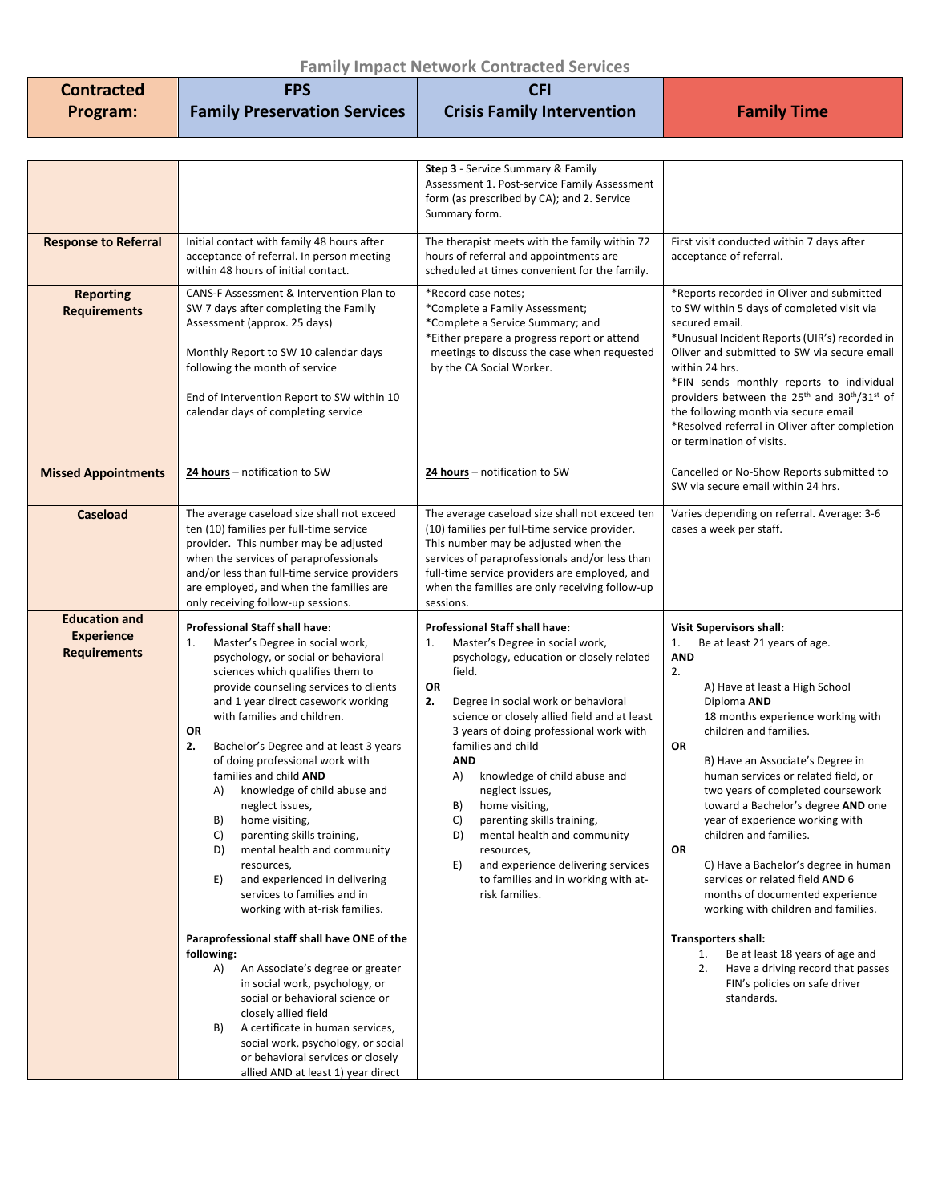## Family Impact Network Contracted Services

| Contracted Program: | FPS Family Preservation Services | CFI Crisis Family Intervention | Family Time |
|---|---|---|---|
| | | **Step 3** - Service Summary & Family Assessment 1. Post-service Family Assessment form (as prescribed by CA); and 2. Service Summary form. | |
| **Response to Referral** | Initial contact with family 48 hours after acceptance of referral. In person meeting within 48 hours of initial contact. | The therapist meets with the family within 72 hours of referral and appointments are scheduled at times convenient for the family. | First visit conducted within 7 days after acceptance of referral. |
| **Reporting Requirements** | CANS-F Assessment & Intervention Plan to SW 7 days after completing the Family Assessment (approx. 25 days)<br><br>Monthly Report to SW 10 calendar days following the month of service<br><br>End of Intervention Report to SW within 10 calendar days of completing service | *Record case notes;<br>*Complete a Family Assessment;<br>*Complete a Service Summary; and<br>*Either prepare a progress report or attend meetings to discuss the case when requested by the CA Social Worker. | *Reports recorded in Oliver and submitted to SW within 5 days of completed visit via secured email.<br>*Unusual Incident Reports (UIR's) recorded in Oliver and submitted to SW via secure email within 24 hrs.<br>*FIN sends monthly reports to individual providers between the 25th and 30th/31st of the following month via secure email<br>*Resolved referral in Oliver after completion or termination of visits. |
| **Missed Appointments** | <u>24 hours</u> – notification to SW | <u>24 hours</u> – notification to SW | Cancelled or No-Show Reports submitted to SW via secure email within 24 hrs. |
| **Caseload** | The average caseload size shall not exceed ten (10) families per full-time service provider. This number may be adjusted when the services of paraprofessionals and/or less than full-time service providers are employed, and when the families are only receiving follow-up sessions. | The average caseload size shall not exceed ten (10) families per full-time service provider. This number may be adjusted when the services of paraprofessionals and/or less than full-time service providers are employed, and when the families are only receiving follow-up sessions. | Varies depending on referral. Average: 3-6 cases a week per staff. |
| **Education and Experience Requirements** | **Professional Staff shall have:**<br>1. Master's Degree in social work, psychology, or social or behavioral sciences which qualifies them to provide counseling services to clients and 1 year direct casework working with families and children.<br>**OR**<br>**2.** Bachelor's Degree and at least 3 years of doing professional work with families and child **AND**<br>A) knowledge of child abuse and neglect issues,<br>B) home visiting,<br>C) parenting skills training,<br>D) mental health and community resources,<br>E) and experienced in delivering services to families and in working with at-risk families.<br><br>**Paraprofessional staff shall have ONE of the following:**<br>A) An Associate's degree or greater in social work, psychology, or social or behavioral science or closely allied field<br>B) A certificate in human services, social work, psychology, or social or behavioral services or closely allied AND at least 1) year direct | **Professional Staff shall have:**<br>1. Master's Degree in social work, psychology, education or closely related field.<br>**OR**<br>**2.** Degree in social work or behavioral science or closely allied field and at least 3 years of doing professional work with families and child<br>**AND**<br>A) knowledge of child abuse and neglect issues,<br>B) home visiting,<br>C) parenting skills training,<br>D) mental health and community resources,<br>E) and experience delivering services to families and in working with at-risk families. | **Visit Supervisors shall:**<br>1. Be at least 21 years of age.<br>**AND**<br>2.<br>A) Have at least a High School Diploma **AND** 18 months experience working with children and families.<br>**OR**<br>B) Have an Associate's Degree in human services or related field, or two years of completed coursework toward a Bachelor's degree **AND** one year of experience working with children and families.<br>**OR**<br>C) Have a Bachelor's degree in human services or related field **AND** 6 months of documented experience working with children and families.<br><br>**Transporters shall:**<br>1. Be at least 18 years of age and<br>2. Have a driving record that passes FIN's policies on safe driver standards. |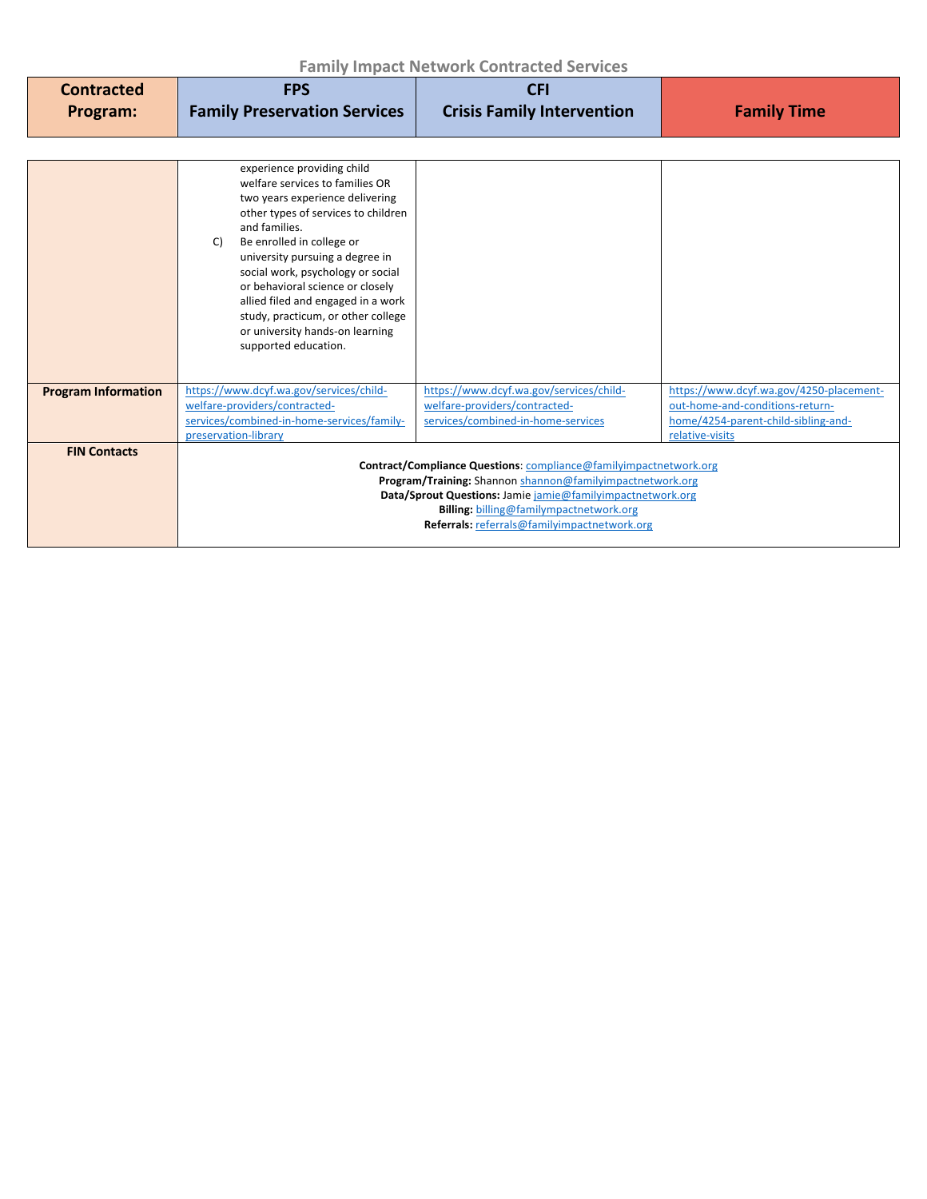## Family Impact Network Contracted Services

| Contracted Program: | FPS Family Preservation Services | CFI Crisis Family Intervention | Family Time |
|---|---|---|---|
| | experience providing child welfare services to families OR two years experience delivering other types of services to children and families.<br>C) Be enrolled in college or university pursuing a degree in social work, psychology or social or behavioral science or closely allied filed and engaged in a work study, practicum, or other college or university hands-on learning supported education. | | |
| **Program Information** | https://www.dcyf.wa.gov/services/child-welfare-providers/contracted-services/combined-in-home-services/family-preservation-library | https://www.dcyf.wa.gov/services/child-welfare-providers/contracted-services/combined-in-home-services | https://www.dcyf.wa.gov/4250-placement-out-home-and-conditions-return-home/4254-parent-child-sibling-and-relative-visits |
| **FIN Contacts** | **Contract/Compliance Questions**: compliance@familyimpactnetwork.org<br>**Program/Training:** Shannon shannon@familyimpactnetwork.org<br>**Data/Sprout Questions:** Jamie jamie@familyimpactnetwork.org<br>**Billing:** billing@familympactnetwork.org<br>**Referrals:** referrals@familyimpactnetwork.org | | |